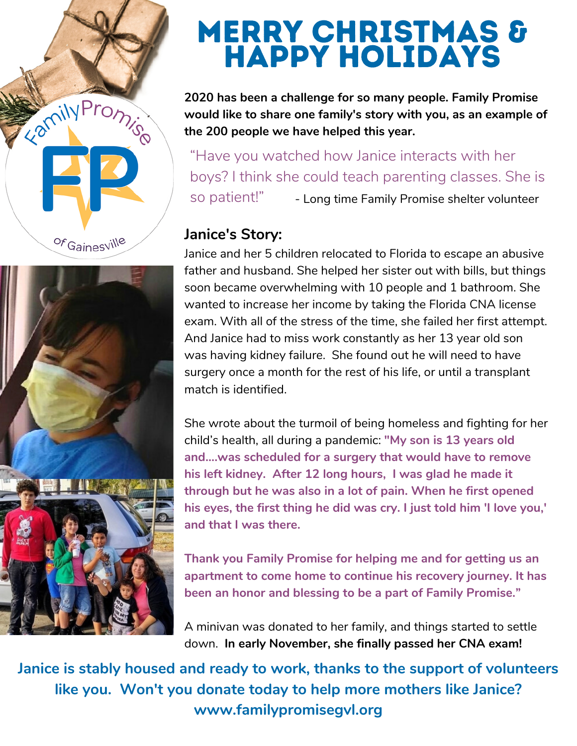Family Promise of Gainesville

# MERRY CHRISTMAS & HAPPY HOLIDAYS

**2020 has been a challenge for so many people. Family Promise would like to share one family's story with you, as an example of the 200 people we have helped this year.**

"Have you watched how Janice interacts with her boys? I think she could teach parenting classes. She is so patient!" - Long time Family Promise shelter volunteer

## Janice's Story:

Janice and her 5 children relocated to Florida to escape an abusive father and husband. She helped her sister out with bills, but things soon became overwhelming with 10 people and 1 bathroom. She wanted to increase her income by taking the Florida CNA license exam. With all of the stress of the time, she failed her first attempt. And Janice had to miss work constantly as her 13 year old son was having kidney failure. She found out he will need to have surgery once a month for the rest of his life, or until a transplant match is identified.

She wrote about the turmoil of being homeless and fighting for her child's health, all during a pandemic: **"My son is 13 years old and....was scheduled for a surgery that would have to remove his left kidney. After 12 long hours, I was glad he made it through but he was also in a lot of pain. When he first opened his eyes, the first thing he did was cry. I just told him 'I love you,' and that I was there.**

**Thank you Family Promise for helping me and for getting us an apartment to come home to continue his recovery journey. It has been an honor and blessing to be a part of Family Promise."**

A minivan was donated to her family, and things started to settle down. **In early November, she finally passed her CNA exam!**

**Janice is stably housed and ready to work, thanks to the support of volunteers like you. Won't you donate today to help more mothers like Janice?**
**www.familypromisegvl.org**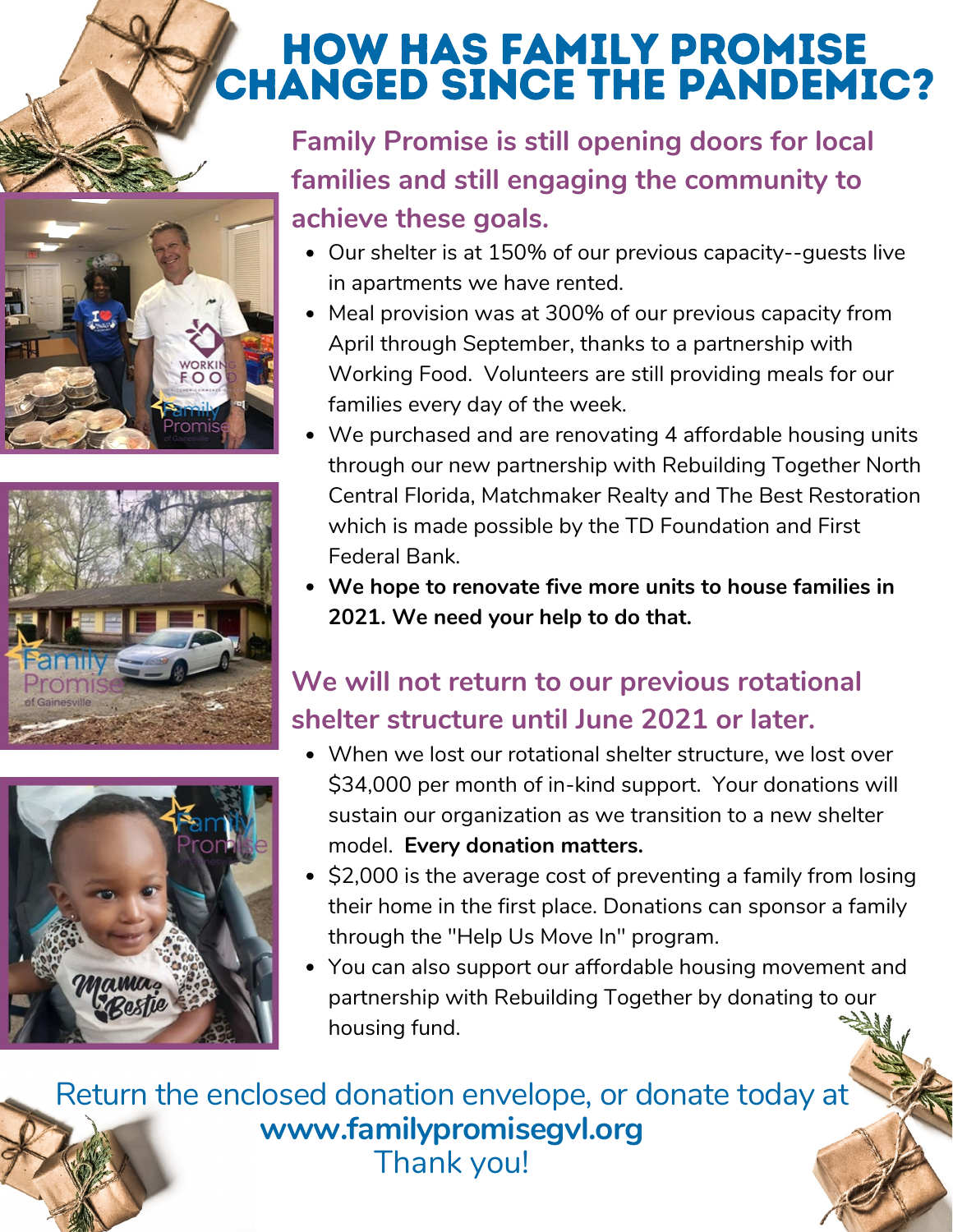# HOW HAS FAMILY PROMISE CHANGED SINCE THE PANDEMIC?

## Family Promise is still opening doors for local families and still engaging the community to achieve these goals.

- Our shelter is at 150% of our previous capacity--guests live in apartments we have rented.
- Meal provision was at 300% of our previous capacity from April through September, thanks to a partnership with Working Food. Volunteers are still providing meals for our families every day of the week.
- We purchased and are renovating 4 affordable housing units through our new partnership with Rebuilding Together North Central Florida, Matchmaker Realty and The Best Restoration which is made possible by the TD Foundation and First Federal Bank.
- **We hope to renovate five more units to house families in 2021. We need your help to do that.**

## We will not return to our previous rotational shelter structure until June 2021 or later.

- When we lost our rotational shelter structure, we lost over $34,000 per month of in-kind support. Your donations will sustain our organization as we transition to a new shelter model. **Every donation matters.**
- $2,000 is the average cost of preventing a family from losing their home in the first place. Donations can sponsor a family through the "Help Us Move In" program.
- You can also support our affordable housing movement and partnership with Rebuilding Together by donating to our housing fund.

Return the enclosed donation envelope, or donate today at
**www.familypromisegvl.org**
Thank you!